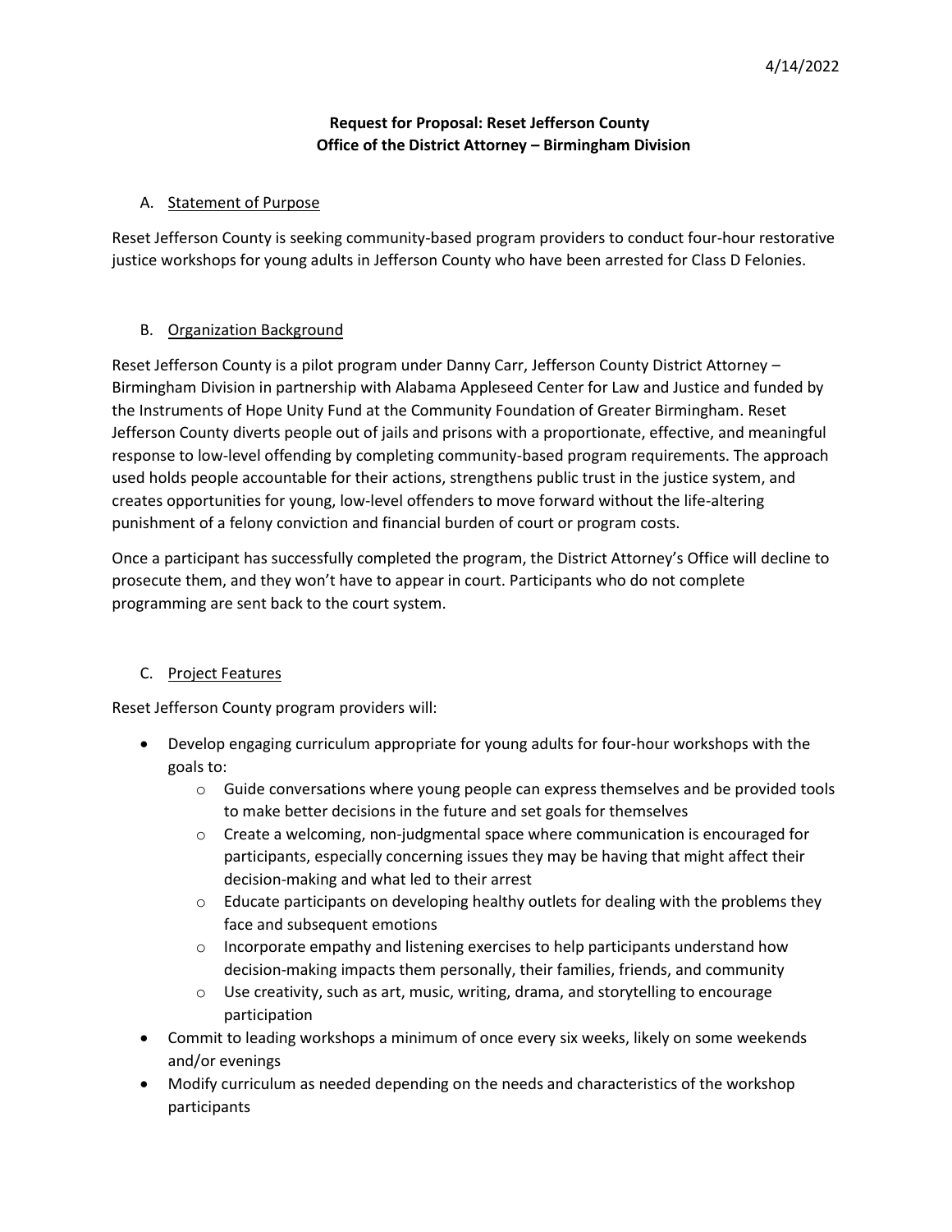4/14/2022

**Request for Proposal: Reset Jefferson County**
**Office of the District Attorney – Birmingham Division**

## A. Statement of Purpose

Reset Jefferson County is seeking community-based program providers to conduct four-hour restorative justice workshops for young adults in Jefferson County who have been arrested for Class D Felonies.

## B. Organization Background

Reset Jefferson County is a pilot program under Danny Carr, Jefferson County District Attorney – Birmingham Division in partnership with Alabama Appleseed Center for Law and Justice and funded by the Instruments of Hope Unity Fund at the Community Foundation of Greater Birmingham. Reset Jefferson County diverts people out of jails and prisons with a proportionate, effective, and meaningful response to low-level offending by completing community-based program requirements. The approach used holds people accountable for their actions, strengthens public trust in the justice system, and creates opportunities for young, low-level offenders to move forward without the life-altering punishment of a felony conviction and financial burden of court or program costs.

Once a participant has successfully completed the program, the District Attorney's Office will decline to prosecute them, and they won't have to appear in court. Participants who do not complete programming are sent back to the court system.

## C. Project Features

Reset Jefferson County program providers will:

- Develop engaging curriculum appropriate for young adults for four-hour workshops with the goals to:
  - Guide conversations where young people can express themselves and be provided tools to make better decisions in the future and set goals for themselves
  - Create a welcoming, non-judgmental space where communication is encouraged for participants, especially concerning issues they may be having that might affect their decision-making and what led to their arrest
  - Educate participants on developing healthy outlets for dealing with the problems they face and subsequent emotions
  - Incorporate empathy and listening exercises to help participants understand how decision-making impacts them personally, their families, friends, and community
  - Use creativity, such as art, music, writing, drama, and storytelling to encourage participation
- Commit to leading workshops a minimum of once every six weeks, likely on some weekends and/or evenings
- Modify curriculum as needed depending on the needs and characteristics of the workshop participants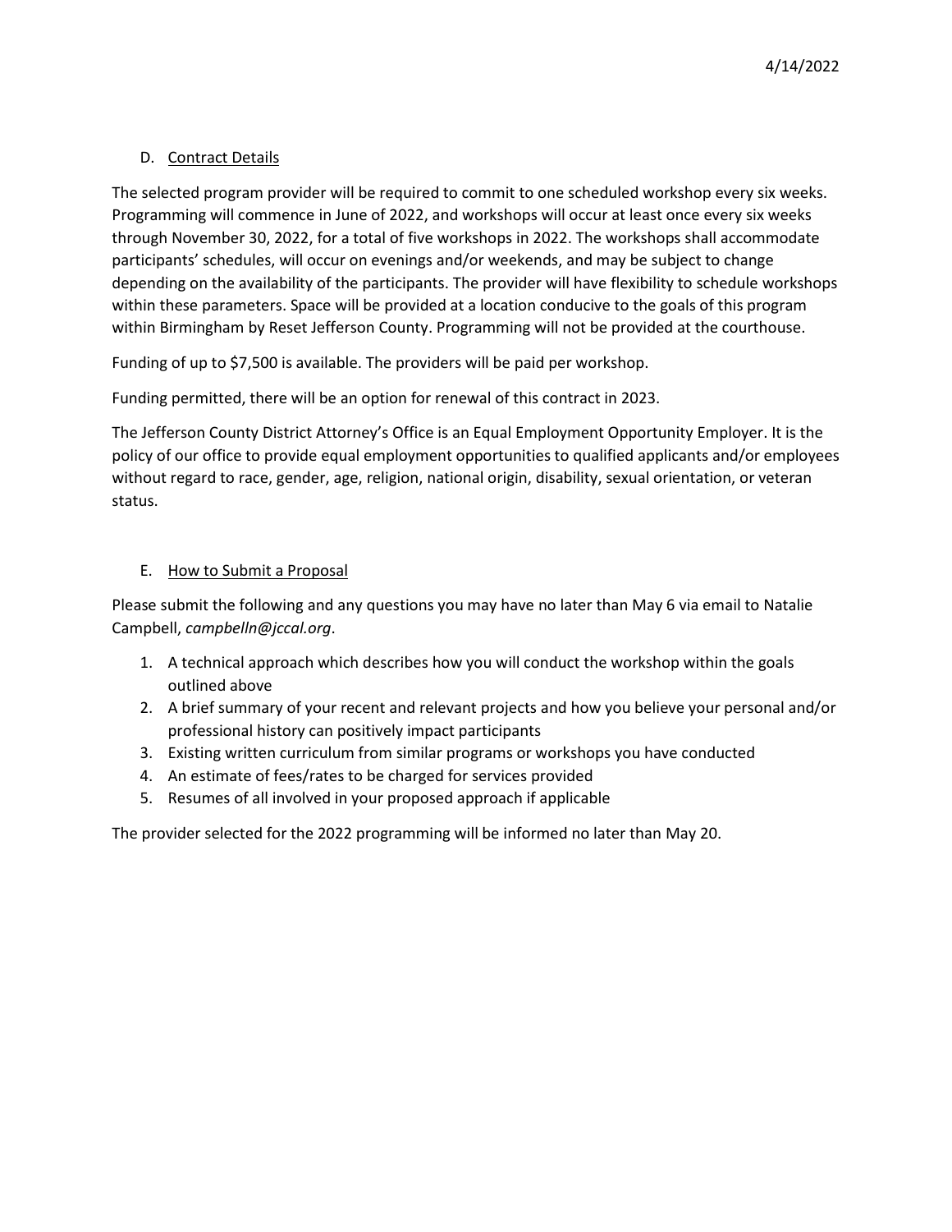4/14/2022

## D. Contract Details

The selected program provider will be required to commit to one scheduled workshop every six weeks. Programming will commence in June of 2022, and workshops will occur at least once every six weeks through November 30, 2022, for a total of five workshops in 2022. The workshops shall accommodate participants' schedules, will occur on evenings and/or weekends, and may be subject to change depending on the availability of the participants. The provider will have flexibility to schedule workshops within these parameters. Space will be provided at a location conducive to the goals of this program within Birmingham by Reset Jefferson County. Programming will not be provided at the courthouse.

Funding of up to $7,500 is available. The providers will be paid per workshop.

Funding permitted, there will be an option for renewal of this contract in 2023.

The Jefferson County District Attorney's Office is an Equal Employment Opportunity Employer. It is the policy of our office to provide equal employment opportunities to qualified applicants and/or employees without regard to race, gender, age, religion, national origin, disability, sexual orientation, or veteran status.

## E. How to Submit a Proposal

Please submit the following and any questions you may have no later than May 6 via email to Natalie Campbell, *campbelln@jccal.org*.

1. A technical approach which describes how you will conduct the workshop within the goals outlined above
2. A brief summary of your recent and relevant projects and how you believe your personal and/or professional history can positively impact participants
3. Existing written curriculum from similar programs or workshops you have conducted
4. An estimate of fees/rates to be charged for services provided
5. Resumes of all involved in your proposed approach if applicable

The provider selected for the 2022 programming will be informed no later than May 20.